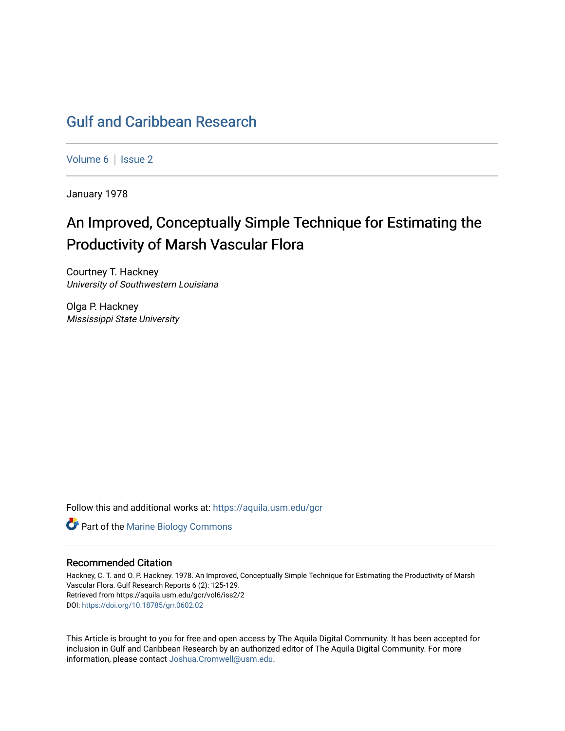# Gulf and Caribbean Research

Volume 6 | Issue 2

January 1978

## An Improved, Conceptually Simple Technique for Estimating the Productivity of Marsh Vascular Flora

Courtney T. Hackney
*University of Southwestern Louisiana*

Olga P. Hackney
*Mississippi State University*

Follow this and additional works at: https://aquila.usm.edu/gcr

Part of the Marine Biology Commons

### Recommended Citation

Hackney, C. T. and O. P. Hackney. 1978. An Improved, Conceptually Simple Technique for Estimating the Productivity of Marsh Vascular Flora. Gulf Research Reports 6 (2): 125-129.
Retrieved from https://aquila.usm.edu/gcr/vol6/iss2/2
DOI: https://doi.org/10.18785/grr.0602.02

This Article is brought to you for free and open access by The Aquila Digital Community. It has been accepted for inclusion in Gulf and Caribbean Research by an authorized editor of The Aquila Digital Community. For more information, please contact Joshua.Cromwell@usm.edu.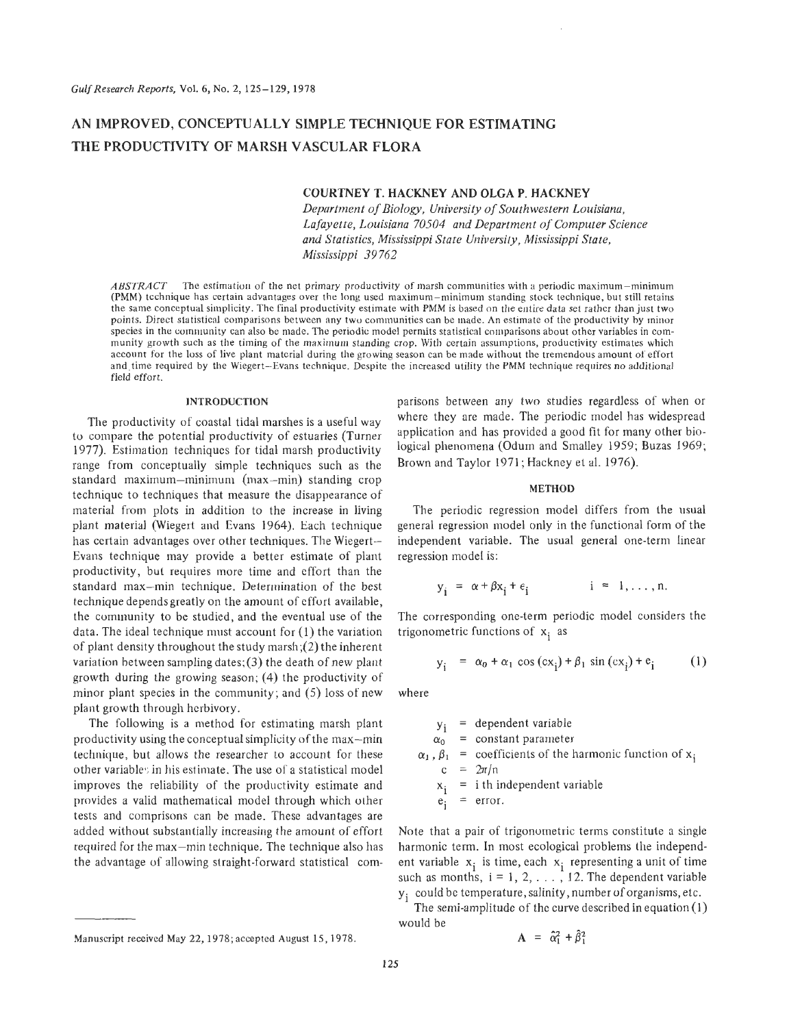# AN IMPROVED, CONCEPTUALLY SIMPLE TECHNIQUE FOR ESTIMATING THE PRODUCTIVITY OF MARSH VASCULAR FLORA

**COURTNEY T. HACKNEY AND OLGA P. HACKNEY**

*Department of Biology, University of Southwestern Louisiana, Lafayette, Louisiana 70504 and Department of Computer Science and Statistics, Mississippi State University, Mississippi State, Mississippi 39762*

*ABSTRACT* The estimation of the net primary productivity of marsh communities with a periodic maximum–minimum (PMM) technique has certain advantages over the long used maximum–minimum standing stock technique, but still retains the same conceptual simplicity. The final productivity estimate with PMM is based on the entire data set rather than just two points. Direct statistical comparisons between any two communities can be made. An estimate of the productivity by minor species in the community can also be made. The periodic model permits statistical comparisons about other variables in community growth such as the timing of the maximum standing crop. With certain assumptions, productivity estimates which account for the loss of live plant material during the growing season can be made without the tremendous amount of effort and time required by the Wiegert–Evans technique. Despite the increased utility the PMM technique requires no additional field effort.

## INTRODUCTION

The productivity of coastal tidal marshes is a useful way to compare the potential productivity of estuaries (Turner 1977). Estimation techniques for tidal marsh productivity range from conceptually simple techniques such as the standard maximum–minimum (max–min) standing crop technique to techniques that measure the disappearance of material from plots in addition to the increase in living plant material (Wiegert and Evans 1964). Each technique has certain advantages over other techniques. The Wiegert–Evans technique may provide a better estimate of plant productivity, but requires more time and effort than the standard max–min technique. Determination of the best technique depends greatly on the amount of effort available, the community to be studied, and the eventual use of the data. The ideal technique must account for (1) the variation of plant density throughout the study marsh; (2) the inherent variation between sampling dates; (3) the death of new plant growth during the growing season; (4) the productivity of minor plant species in the community; and (5) loss of new plant growth through herbivory.

The following is a method for estimating marsh plant productivity using the conceptual simplicity of the max–min technique, but allows the researcher to account for these other variables in his estimate. The use of a statistical model improves the reliability of the productivity estimate and provides a valid mathematical model through which other tests and comprisons can be made. These advantages are added without substantially increasing the amount of effort required for the max–min technique. The technique also has the advantage of allowing straight-forward statistical comparisons between any two studies regardless of when or where they are made. The periodic model has widespread application and has provided a good fit for many other biological phenomena (Odum and Smalley 1959; Buzas 1969; Brown and Taylor 1971; Hackney et al. 1976).

## METHOD

The periodic regression model differs from the usual general regression model only in the functional form of the independent variable. The usual general one-term linear regression model is:

$$y_i = \alpha + \beta x_i + e_i \qquad i = 1, \ldots, n.$$

The corresponding one-term periodic model considers the trigonometric functions of $x_i$ as

$$y_i = \alpha_0 + \alpha_1 \cos(cx_i) + \beta_1 \sin(cx_i) + e_i \qquad (1)$$

where

- $y_i$ = dependent variable
- $\alpha_0$ = constant parameter
- $\alpha_1, \beta_1$ = coefficients of the harmonic function of $x_i$
- $c$ = $2\pi/n$
- $x_i$ = i th independent variable
- $e_i$ = error.

Note that a pair of trigonometric terms constitute a single harmonic term. In most ecological problems the independent variable $x_i$ is time, each $x_i$ representing a unit of time such as months, $i = 1, 2, \ldots, 12$. The dependent variable $y_i$ could be temperature, salinity, number of organisms, etc.

The semi-amplitude of the curve described in equation (1) would be

$$A = \hat{\alpha}_1^2 + \hat{\beta}_1^2$$

Manuscript received May 22, 1978; accepted August 15, 1978.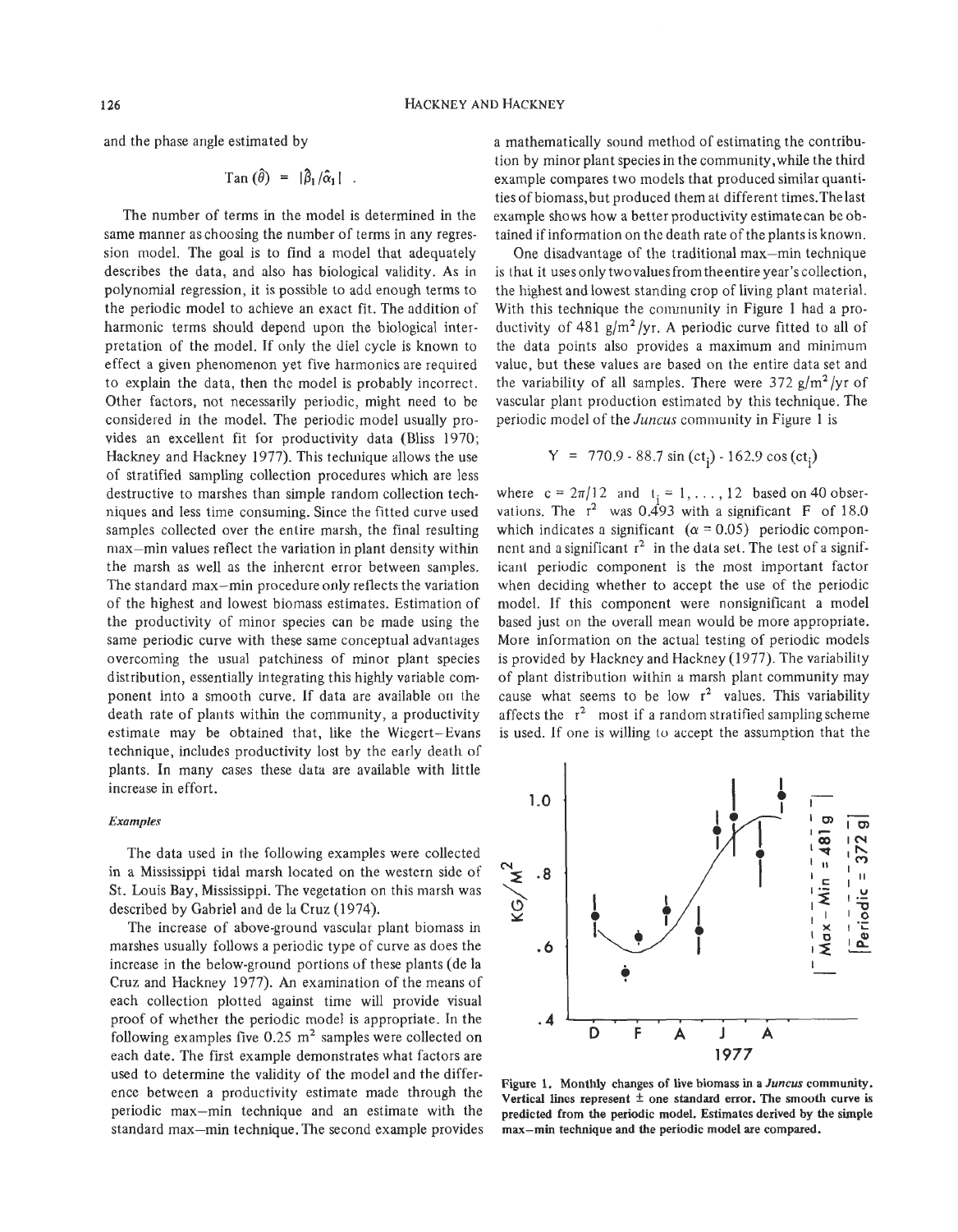and the phase angle estimated by

$$\text{Tan}(\hat{\theta}) = |\hat{\beta}_1/\hat{\alpha}_1| \ .$$

The number of terms in the model is determined in the same manner as choosing the number of terms in any regression model. The goal is to find a model that adequately describes the data, and also has biological validity. As in polynomial regression, it is possible to add enough terms to the periodic model to achieve an exact fit. The addition of harmonic terms should depend upon the biological interpretation of the model. If only the diel cycle is known to effect a given phenomenon yet five harmonics are required to explain the data, then the model is probably incorrect. Other factors, not necessarily periodic, might need to be considered in the model. The periodic model usually provides an excellent fit for productivity data (Bliss 1970; Hackney and Hackney 1977). This technique allows the use of stratified sampling collection procedures which are less destructive to marshes than simple random collection techniques and less time consuming. Since the fitted curve used samples collected over the entire marsh, the final resulting max–min values reflect the variation in plant density within the marsh as well as the inherent error between samples. The standard max–min procedure only reflects the variation of the highest and lowest biomass estimates. Estimation of the productivity of minor species can be made using the same periodic curve with these same conceptual advantages overcoming the usual patchiness of minor plant species distribution, essentially integrating this highly variable component into a smooth curve. If data are available on the death rate of plants within the community, a productivity estimate may be obtained that, like the Wiegert–Evans technique, includes productivity lost by the early death of plants. In many cases these data are available with little increase in effort.

### *Examples*

The data used in the following examples were collected in a Mississippi tidal marsh located on the western side of St. Louis Bay, Mississippi. The vegetation on this marsh was described by Gabriel and de la Cruz (1974).

The increase of above-ground vascular plant biomass in marshes usually follows a periodic type of curve as does the increase in the below-ground portions of these plants (de la Cruz and Hackney 1977). An examination of the means of each collection plotted against time will provide visual proof of whether the periodic model is appropriate. In the following examples five 0.25 $m^2$ samples were collected on each date. The first example demonstrates what factors are used to determine the validity of the model and the difference between a productivity estimate made through the periodic max–min technique and an estimate with the standard max–min technique. The second example provides a mathematically sound method of estimating the contribution by minor plant species in the community, while the third example compares two models that produced similar quantities of biomass, but produced them at different times. The last example shows how a better productivity estimate can be obtained if information on the death rate of the plants is known.

One disadvantage of the traditional max–min technique is that it uses only two values from the entire year's collection, the highest and lowest standing crop of living plant material. With this technique the community in Figure 1 had a productivity of 481 $g/m^2/yr$. A periodic curve fitted to all of the data points also provides a maximum and minimum value, but these values are based on the entire data set and the variability of all samples. There were 372 $g/m^2/yr$ of vascular plant production estimated by this technique. The periodic model of the *Juncus* community in Figure 1 is

$$Y = 770.9 - 88.7 \sin(ct_i) - 162.9 \cos(ct_i)$$

where $c = 2\pi/12$ and $t_i = 1, \ldots, 12$ based on 40 observations. The $r^2$ was 0.493 with a significant F of 18.0 which indicates a significant ($\alpha = 0.05$) periodic component and a significant $r^2$ in the data set. The test of a significant periodic component is the most important factor when deciding whether to accept the use of the periodic model. If this component were nonsignificant a model based just on the overall mean would be more appropriate. More information on the actual testing of periodic models is provided by Hackney and Hackney (1977). The variability of plant distribution within a marsh plant community may cause what seems to be low $r^2$ values. This variability affects the $r^2$ most if a random stratified sampling scheme is used. If one is willing to accept the assumption that the

**Figure 1. Monthly changes of live biomass in a *Juncus* community. Vertical lines represent ± one standard error. The smooth curve is predicted from the periodic model. Estimates derived by the simple max–min technique and the periodic model are compared.**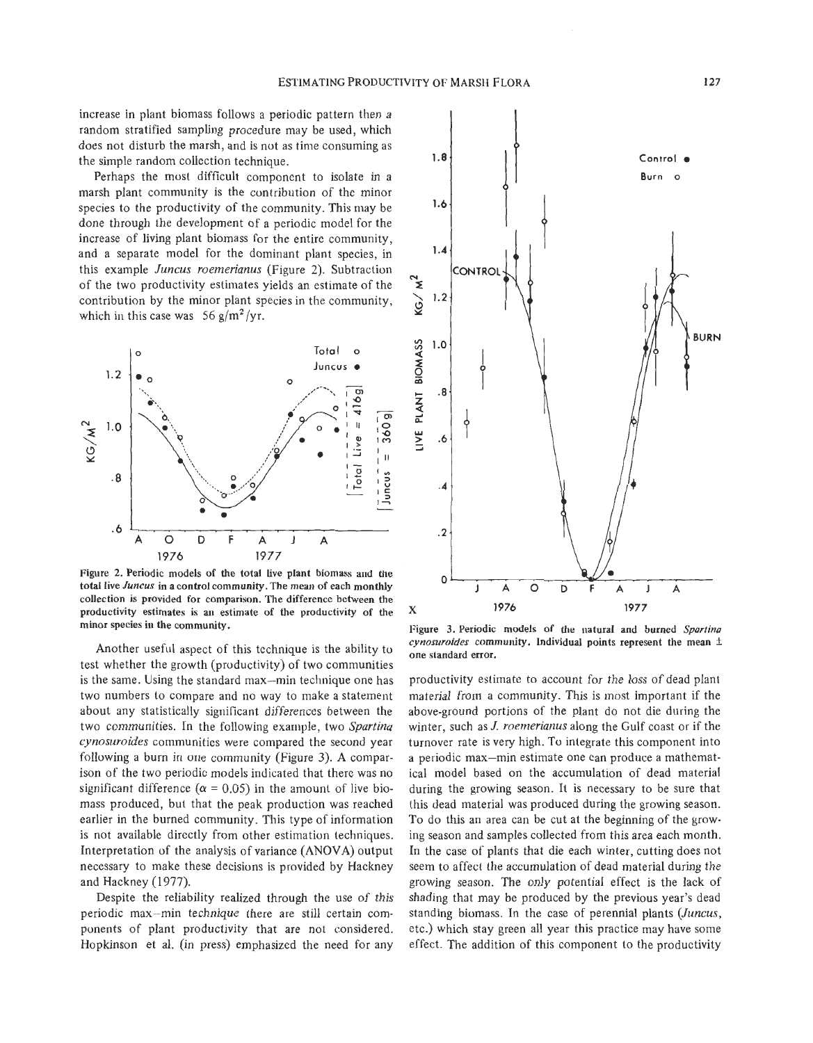increase in plant biomass follows a periodic pattern then a random stratified sampling procedure may be used, which does not disturb the marsh, and is not as time consuming as the simple random collection technique.

Perhaps the most difficult component to isolate in a marsh plant community is the contribution of the minor species to the productivity of the community. This may be done through the development of a periodic model for the increase of living plant biomass for the entire community, and a separate model for the dominant plant species, in this example *Juncus roemerianus* (Figure 2). Subtraction of the two productivity estimates yields an estimate of the contribution by the minor plant species in the community, which in this case was 56 $g/m^2/yr$.

Figure 2. Periodic models of the total live plant biomass and the total live *Juncus* in a control community. The mean of each monthly collection is provided for comparison. The difference between the productivity estimates is an estimate of the productivity of the minor species in the community.

Another useful aspect of this technique is the ability to test whether the growth (productivity) of two communities is the same. Using the standard max–min technique one has two numbers to compare and no way to make a statement about any statistically significant differences between the two communities. In the following example, two *Spartina cynosuroides* communities were compared the second year following a burn in one community (Figure 3). A comparison of the two periodic models indicated that there was no significant difference ($\alpha = 0.05$) in the amount of live biomass produced, but that the peak production was reached earlier in the burned community. This type of information is not available directly from other estimation techniques. Interpretation of the analysis of variance (ANOVA) output necessary to make these decisions is provided by Hackney and Hackney (1977).

Despite the reliability realized through the use of this periodic max–min technique there are still certain components of plant productivity that are not considered. Hopkinson et al. (in press) emphasized the need for any productivity estimate to account for the loss of dead plant material from a community. This is most important if the above-ground portions of the plant do not die during the winter, such as *J. roemerianus* along the Gulf coast or if the turnover rate is very high. To integrate this component into a periodic max–min estimate one can produce a mathematical model based on the accumulation of dead material during the growing season. It is necessary to be sure that this dead material was produced during the growing season. To do this an area can be cut at the beginning of the growing season and samples collected from this area each month. In the case of plants that die each winter, cutting does not seem to affect the accumulation of dead material during the growing season. The only potential effect is the lack of shading that may be produced by the previous year's dead standing biomass. In the case of perennial plants (*Juncus*, etc.) which stay green all year this practice may have some effect. The addition of this component to the productivity

Figure 3. Periodic models of the natural and burned *Spartina cynosuroides* community. Individual points represent the mean ± one standard error.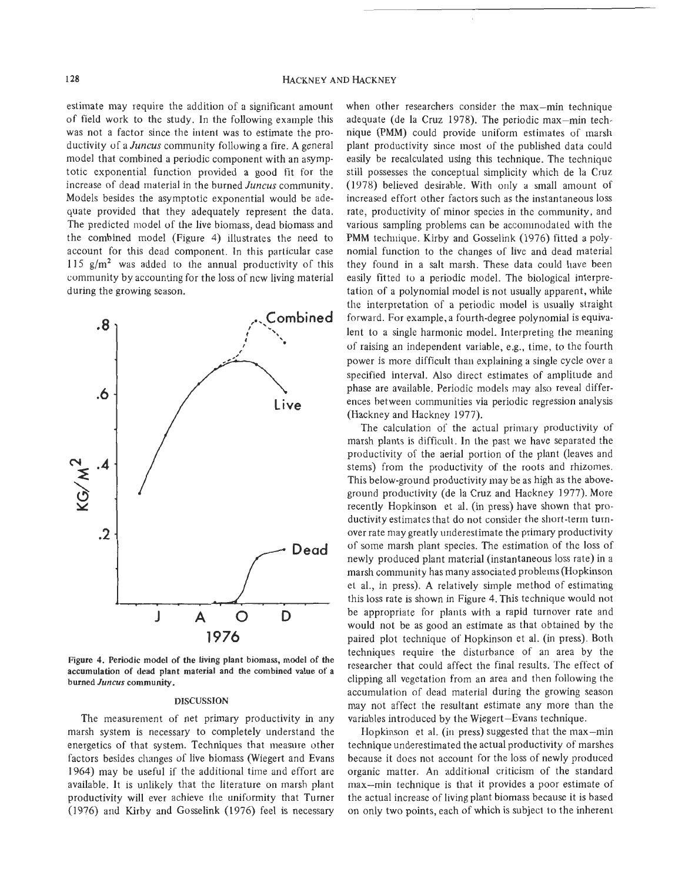estimate may require the addition of a significant amount of field work to the study. In the following example this was not a factor since the intent was to estimate the productivity of a *Juncus* community following a fire. A general model that combined a periodic component with an asymptotic exponential function provided a good fit for the increase of dead material in the burned *Juncus* community. Models besides the asymptotic exponential would be adequate provided that they adequately represent the data. The predicted model of the live biomass, dead biomass and the combined model (Figure 4) illustrates the need to account for this dead component. In this particular case 115 $g/m^2$ was added to the annual productivity of this community by accounting for the loss of new living material during the growing season.

**Figure 4. Periodic model of the living plant biomass, model of the accumulation of dead plant material and the combined value of a burned *Juncus* community.**

## DISCUSSION

The measurement of net primary productivity in any marsh system is necessary to completely understand the energetics of that system. Techniques that measure other factors besides changes of live biomass (Wiegert and Evans 1964) may be useful if the additional time and effort are available. It is unlikely that the literature on marsh plant productivity will ever achieve the uniformity that Turner (1976) and Kirby and Gosselink (1976) feel is necessary when other researchers consider the max–min technique adequate (de la Cruz 1978). The periodic max–min technique (PMM) could provide uniform estimates of marsh plant productivity since most of the published data could easily be recalculated using this technique. The technique still possesses the conceptual simplicity which de la Cruz (1978) believed desirable. With only a small amount of increased effort other factors such as the instantaneous loss rate, productivity of minor species in the community, and various sampling problems can be accommodated with the PMM technique. Kirby and Gosselink (1976) fitted a polynomial function to the changes of live and dead material they found in a salt marsh. These data could have been easily fitted to a periodic model. The biological interpretation of a polynomial model is not usually apparent, while the interpretation of a periodic model is usually straight forward. For example, a fourth-degree polynomial is equivalent to a single harmonic model. Interpreting the meaning of raising an independent variable, e.g., time, to the fourth power is more difficult than explaining a single cycle over a specified interval. Also direct estimates of amplitude and phase are available. Periodic models may also reveal differences between communities via periodic regression analysis (Hackney and Hackney 1977).

The calculation of the actual primary productivity of marsh plants is difficult. In the past we have separated the productivity of the aerial portion of the plant (leaves and stems) from the productivity of the roots and rhizomes. This below-ground productivity may be as high as the above-ground productivity (de la Cruz and Hackney 1977). More recently Hopkinson et al. (in press) have shown that productivity estimates that do not consider the short-term turnover rate may greatly underestimate the primary productivity of some marsh plant species. The estimation of the loss of newly produced plant material (instantaneous loss rate) in a marsh community has many associated problems (Hopkinson et al., in press). A relatively simple method of estimating this loss rate is shown in Figure 4. This technique would not be appropriate for plants with a rapid turnover rate and would not be as good an estimate as that obtained by the paired plot technique of Hopkinson et al. (in press). Both techniques require the disturbance of an area by the researcher that could affect the final results. The effect of clipping all vegetation from an area and then following the accumulation of dead material during the growing season may not affect the resultant estimate any more than the variables introduced by the Wiegert–Evans technique.

Hopkinson et al. (in press) suggested that the max–min technique underestimated the actual productivity of marshes because it does not account for the loss of newly produced organic matter. An additional criticism of the standard max–min technique is that it provides a poor estimate of the actual increase of living plant biomass because it is based on only two points, each of which is subject to the inherent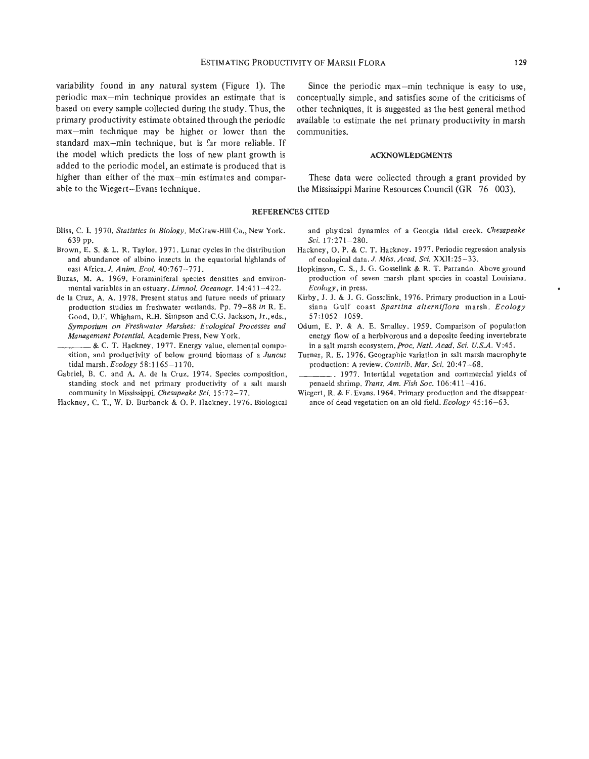variability found in any natural system (Figure 1). The periodic max–min technique provides an estimate that is based on every sample collected during the study. Thus, the primary productivity estimate obtained through the periodic max–min technique may be higher or lower than the standard max–min technique, but is far more reliable. If the model which predicts the loss of new plant growth is added to the periodic model, an estimate is produced that is higher than either of the max–min estimates and comparable to the Wiegert–Evans technique.

Since the periodic max–min technique is easy to use, conceptually simple, and satisfies some of the criticisms of other techniques, it is suggested as the best general method available to estimate the net primary productivity in marsh communities.

## ACKNOWLEDGMENTS

These data were collected through a grant provided by the Mississippi Marine Resources Council (GR–76–003).

## REFERENCES CITED

Bliss, C. I. 1970. *Statistics in Biology.* McGraw-Hill Co., New York. 639 pp.

Brown, E. S. & L. R. Taylor. 1971. Lunar cycles in the distribution and abundance of albino insects in the equatorial highlands of east Africa. *J. Anim. Ecol.* 40:767–771.

Buzas, M. A. 1969. Foraminiferal species densities and environmental variables in an estuary. *Limnol. Oceanogr.* 14:411–422.

de la Cruz, A. A. 1978. Present status and future needs of primary production studies in freshwater wetlands. Pp. 79–88 *in* R. E. Good, D.F. Whigham, R.H. Simpson and C.G. Jackson, Jr., eds., *Symposium on Freshwater Marshes: Ecological Processes and Management Potential.* Academic Press, New York.

———— & C. T. Hackney. 1977. Energy value, elemental composition, and productivity of below ground biomass of a *Juncus* tidal marsh. *Ecology* 58:1165–1170.

Gabriel, B. C. and A. A. de la Cruz. 1974. Species composition, standing stock and net primary productivity of a salt marsh community in Mississippi. *Chesapeake Sci.* 15:72–77.

Hackney, C. T., W. D. Burbanck & O. P. Hackney. 1976. Biological and physical dynamics of a Georgia tidal creek. *Chesapeake Sci.* 17:271–280.

Hackney, O. P. & C. T. Hackney. 1977. Periodic regression analysis of ecological data. *J. Miss. Acad. Sci.* XXII:25–33.

Hopkinson, C. S., J. G. Gosselink & R. T. Parrando. Above ground production of seven marsh plant species in coastal Louisiana. *Ecology*, in press.

Kirby, J. J. & J. G. Gosselink, 1976. Primary production in a Louisiana Gulf coast *Spartina alterniflora* marsh. *Ecology* 57:1052–1059.

Odum, E. P. & A. E. Smalley. 1959. Comparison of population energy flow of a herbivorous and a deposite feeding invertebrate in a salt marsh ecosystem. *Proc. Natl. Acad. Sci. U.S.A.* V:45.

Turner, R. E. 1976. Geographic variation in salt marsh macrophyte production: A review. *Contrib. Mar. Sci.* 20:47–68.

————. 1977. Intertidal vegetation and commercial yields of penaeid shrimp. *Trans. Am. Fish Soc.* 106:411–416.

Wiegert, R. & F. Evans. 1964. Primary production and the disappearance of dead vegetation on an old field. *Ecology* 45:16–63.